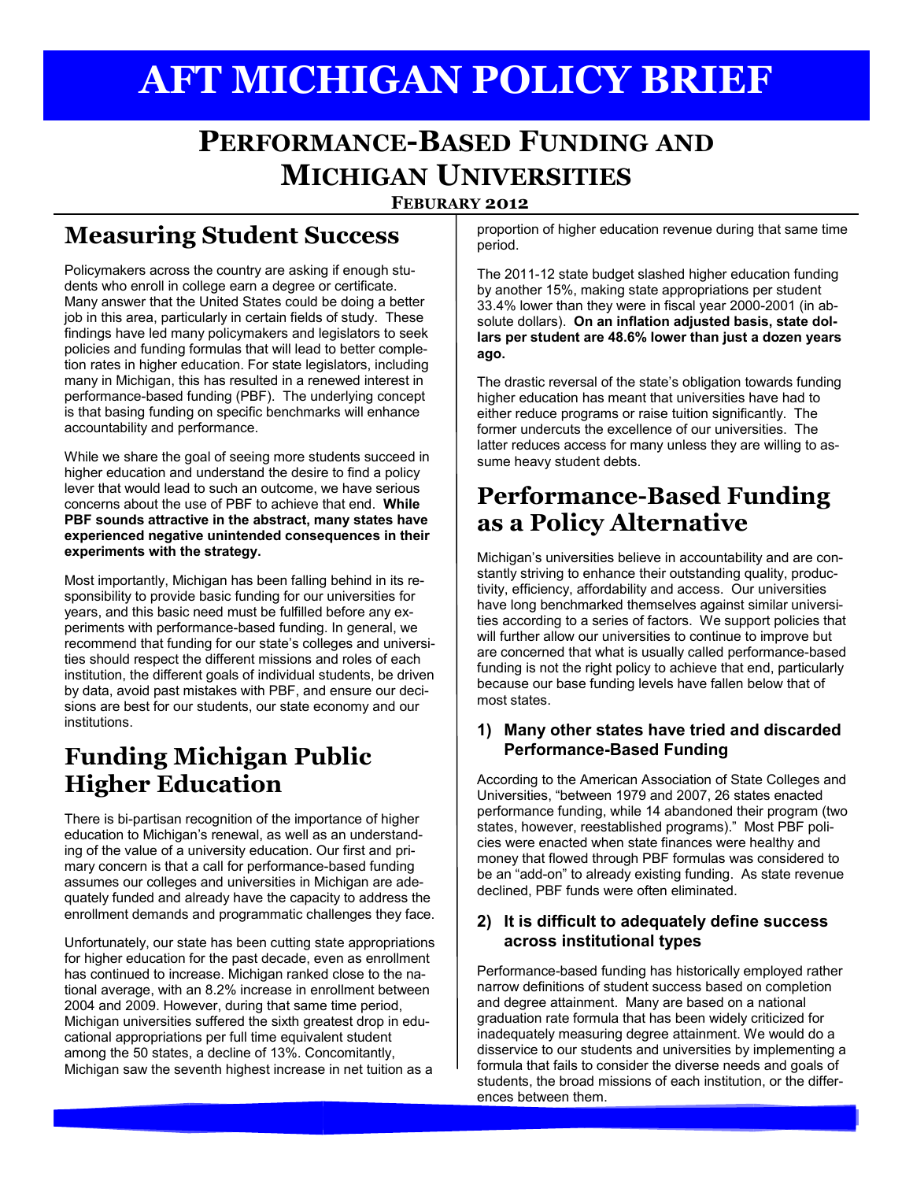# AFT MICHIGAN POLICY BRIEF

## PERFORMANCE-BASED FUNDING AND MICHIGAN UNIVERSITIES

**FEBURARY 2012**

## Measuring Student Success

Policymakers across the country are asking if enough students who enroll in college earn a degree or certificate. Many answer that the United States could be doing a better job in this area, particularly in certain fields of study. These findings have led many policymakers and legislators to seek policies and funding formulas that will lead to better completion rates in higher education. For state legislators, including many in Michigan, this has resulted in a renewed interest in performance-based funding (PBF). The underlying concept is that basing funding on specific benchmarks will enhance accountability and performance.

While we share the goal of seeing more students succeed in higher education and understand the desire to find a policy lever that would lead to such an outcome, we have serious concerns about the use of PBF to achieve that end. **While PBF sounds attractive in the abstract, many states have experienced negative unintended consequences in their experiments with the strategy.**

Most importantly, Michigan has been falling behind in its responsibility to provide basic funding for our universities for years, and this basic need must be fulfilled before any experiments with performance-based funding. In general, we recommend that funding for our state's colleges and universities should respect the different missions and roles of each institution, the different goals of individual students, be driven by data, avoid past mistakes with PBF, and ensure our decisions are best for our students, our state economy and our institutions.

## Funding Michigan Public Higher Education

There is bi-partisan recognition of the importance of higher education to Michigan's renewal, as well as an understanding of the value of a university education. Our first and primary concern is that a call for performance-based funding assumes our colleges and universities in Michigan are adequately funded and already have the capacity to address the enrollment demands and programmatic challenges they face.

Unfortunately, our state has been cutting state appropriations for higher education for the past decade, even as enrollment has continued to increase. Michigan ranked close to the national average, with an 8.2% increase in enrollment between 2004 and 2009. However, during that same time period, Michigan universities suffered the sixth greatest drop in educational appropriations per full time equivalent student among the 50 states, a decline of 13%. Concomitantly, Michigan saw the seventh highest increase in net tuition as a proportion of higher education revenue during that same time period.

The 2011-12 state budget slashed higher education funding by another 15%, making state appropriations per student 33.4% lower than they were in fiscal year 2000-2001 (in absolute dollars). **On an inflation adjusted basis, state dollars per student are 48.6% lower than just a dozen years ago.**

The drastic reversal of the state's obligation towards funding higher education has meant that universities have had to either reduce programs or raise tuition significantly. The former undercuts the excellence of our universities. The latter reduces access for many unless they are willing to assume heavy student debts.

## Performance-Based Funding as a Policy Alternative

Michigan's universities believe in accountability and are constantly striving to enhance their outstanding quality, productivity, efficiency, affordability and access. Our universities have long benchmarked themselves against similar universities according to a series of factors. We support policies that will further allow our universities to continue to improve but are concerned that what is usually called performance-based funding is not the right policy to achieve that end, particularly because our base funding levels have fallen below that of most states.

### 1) Many other states have tried and discarded Performance-Based Funding

According to the American Association of State Colleges and Universities, "between 1979 and 2007, 26 states enacted performance funding, while 14 abandoned their program (two states, however, reestablished programs)." Most PBF policies were enacted when state finances were healthy and money that flowed through PBF formulas was considered to be an "add-on" to already existing funding. As state revenue declined, PBF funds were often eliminated.

### 2) It is difficult to adequately define success across institutional types

Performance-based funding has historically employed rather narrow definitions of student success based on completion and degree attainment. Many are based on a national graduation rate formula that has been widely criticized for inadequately measuring degree attainment. We would do a disservice to our students and universities by implementing a formula that fails to consider the diverse needs and goals of students, the broad missions of each institution, or the differences between them.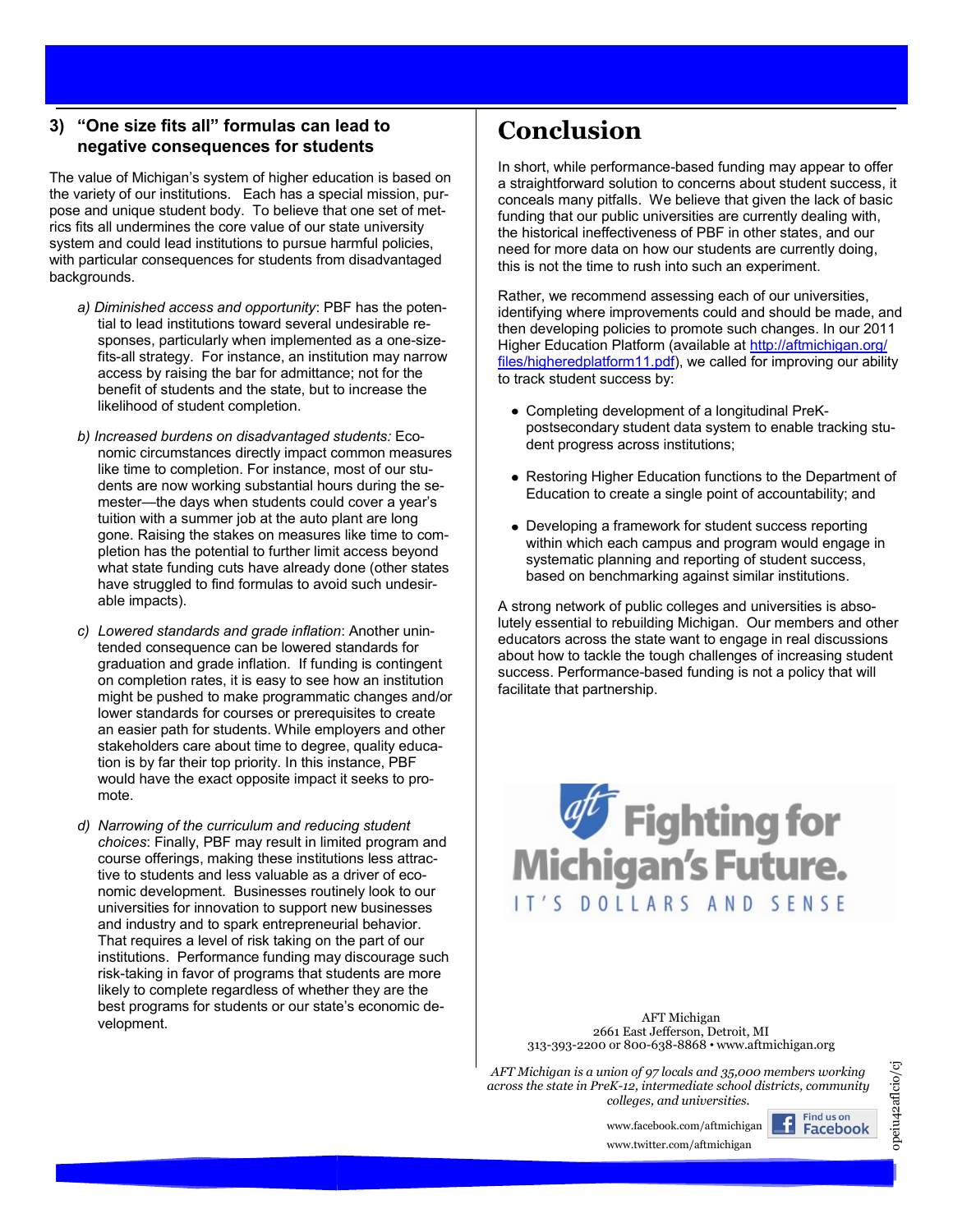### 3) "One size fits all" formulas can lead to negative consequences for students

The value of Michigan's system of higher education is based on the variety of our institutions. Each has a special mission, purpose and unique student body. To believe that one set of metrics fits all undermines the core value of our state university system and could lead institutions to pursue harmful policies, with particular consequences for students from disadvantaged backgrounds.

a) *Diminished access and opportunity*: PBF has the potential to lead institutions toward several undesirable responses, particularly when implemented as a one-size-fits-all strategy. For instance, an institution may narrow access by raising the bar for admittance; not for the benefit of students and the state, but to increase the likelihood of student completion.

b) *Increased burdens on disadvantaged students:* Economic circumstances directly impact common measures like time to completion. For instance, most of our students are now working substantial hours during the semester—the days when students could cover a year's tuition with a summer job at the auto plant are long gone. Raising the stakes on measures like time to completion has the potential to further limit access beyond what state funding cuts have already done (other states have struggled to find formulas to avoid such undesirable impacts).

c) *Lowered standards and grade inflation*: Another unintended consequence can be lowered standards for graduation and grade inflation. If funding is contingent on completion rates, it is easy to see how an institution might be pushed to make programmatic changes and/or lower standards for courses or prerequisites to create an easier path for students. While employers and other stakeholders care about time to degree, quality education is by far their top priority. In this instance, PBF would have the exact opposite impact it seeks to promote.

d) *Narrowing of the curriculum and reducing student choices*: Finally, PBF may result in limited program and course offerings, making these institutions less attractive to students and less valuable as a driver of economic development. Businesses routinely look to our universities for innovation to support new businesses and industry and to spark entrepreneurial behavior. That requires a level of risk taking on the part of our institutions. Performance funding may discourage such risk-taking in favor of programs that students are more likely to complete regardless of whether they are the best programs for students or our state's economic development.

# Conclusion

In short, while performance-based funding may appear to offer a straightforward solution to concerns about student success, it conceals many pitfalls. We believe that given the lack of basic funding that our public universities are currently dealing with, the historical ineffectiveness of PBF in other states, and our need for more data on how our students are currently doing, this is not the time to rush into such an experiment.

Rather, we recommend assessing each of our universities, identifying where improvements could and should be made, and then developing policies to promote such changes. In our 2011 Higher Education Platform (available at http://aftmichigan.org/files/higheredplatform11.pdf), we called for improving our ability to track student success by:

- Completing development of a longitudinal PreK-postsecondary student data system to enable tracking student progress across institutions;
- Restoring Higher Education functions to the Department of Education to create a single point of accountability; and
- Developing a framework for student success reporting within which each campus and program would engage in systematic planning and reporting of student success, based on benchmarking against similar institutions.

A strong network of public colleges and universities is absolutely essential to rebuilding Michigan. Our members and other educators across the state want to engage in real discussions about how to tackle the tough challenges of increasing student success. Performance-based funding is not a policy that will facilitate that partnership.

aft Fighting for Michigan's Future.
IT'S DOLLARS AND SENSE

AFT Michigan
2661 East Jefferson, Detroit, MI
313-393-2200 or 800-638-8868 • www.aftmichigan.org

*AFT Michigan is a union of 97 locals and 35,000 members working across the state in PreK-12, intermediate school districts, community colleges, and universities.*

www.facebook.com/aftmichigan
www.twitter.com/aftmichigan

Find us on Facebook

opeiu42aflcio/cj